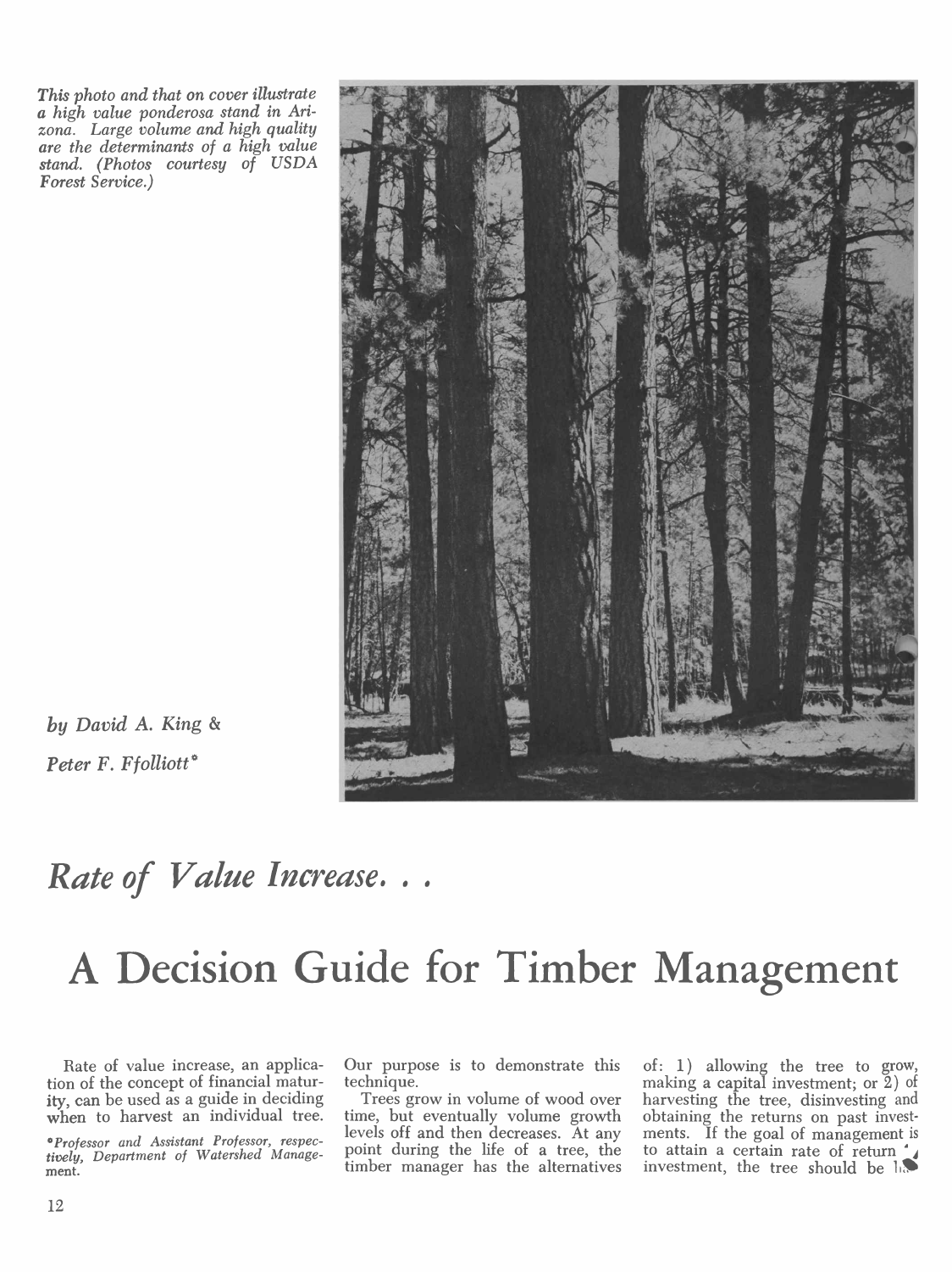*This photo and that on cover illustrate a high value ponderosa stand in Arizona. Large volume and high quality are the determinants of a high value stand. (Photos courtesy of USDA Forest Service.)*

*by David A. King & Peter F. Ffolliott**

# *Rate of Value Increase. . .*

# A Decision Guide for Timber Management

Rate of value increase, an application of the concept of financial maturity, can be used as a guide in deciding when to harvest an individual tree. Our purpose is to demonstrate this technique.

Trees grow in volume of wood over time, but eventually volume growth levels off and then decreases. At any point during the life of a tree, the timber manager has the alternatives of: 1) allowing the tree to grow, making a capital investment; or 2) of harvesting the tree, disinvesting and obtaining the returns on past investments. If the goal of management is to attain a certain rate of return on investment, the tree should be h...

*Professor and Assistant Professor, respectively, Department of Watershed Management.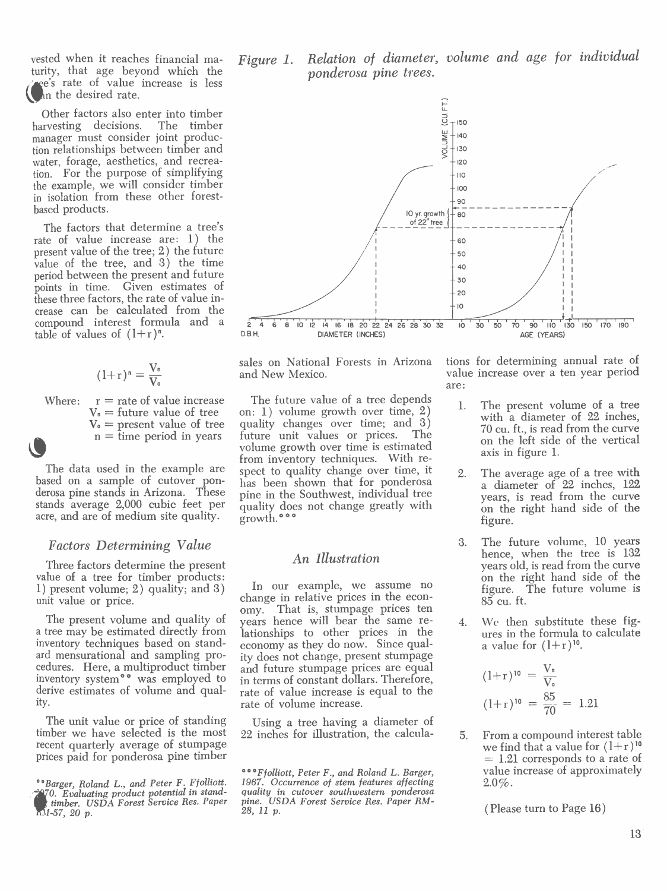vested when it reaches financial maturity, that age beyond which the tree's rate of value increase is less than the desired rate.

Other factors also enter into timber harvesting decisions. The timber manager must consider joint production relationships between timber and water, forage, aesthetics, and recreation. For the purpose of simplifying the example, we will consider timber in isolation from these other forest-based products.

The factors that determine a tree's rate of value increase are: 1) the present value of the tree; 2) the future value of the tree, and 3) the time period between the present and future points in time. Given estimates of these three factors, the rate of value increase can be calculated from the compound interest formula and a table of values of $(1+r)^n$.

$$(1+r)^n = \frac{V_n}{V_o}$$

Where: $r$ = rate of value increase
$V_n$ = future value of tree
$V_o$ = present value of tree
$n$ = time period in years

The data used in the example are based on a sample of cutover ponderosa pine stands in Arizona. These stands average 2,000 cubic feet per acre, and are of medium site quality.

### *Factors Determining Value*

Three factors determine the present value of a tree for timber products: 1) present volume; 2) quality; and 3) unit value or price.

The present volume and quality of a tree may be estimated directly from inventory techniques based on standard mensurational and sampling procedures. Here, a multiproduct timber inventory system** was employed to derive estimates of volume and quality.

The unit value or price of standing timber we have selected is the most recent quarterly average of stumpage prices paid for ponderosa pine timber sales on National Forests in Arizona and New Mexico.

The future value of a tree depends on: 1) volume growth over time, 2) quality changes over time; and 3) future unit values or prices. The volume growth over time is estimated from inventory techniques. With respect to quality change over time, it has been shown that for ponderosa pine in the Southwest, individual tree quality does not change greatly with growth.***

### *An Illustration*

In our example, we assume no change in relative prices in the economy. That is, stumpage prices ten years hence will bear the same relationships to other prices in the economy as they do now. Since quality does not change, present stumpage and future stumpage prices are equal in terms of constant dollars. Therefore, rate of value increase is equal to the rate of volume increase.

Using a tree having a diameter of 22 inches for illustration, the calculations for determining annual rate of value increase over a ten year period are:

1. The present volume of a tree with a diameter of 22 inches, 70 cu. ft., is read from the curve on the left side of the vertical axis in figure 1.

2. The average age of a tree with a diameter of 22 inches, 122 years, is read from the curve on the right hand side of the figure.

3. The future volume, 10 years hence, when the tree is 132 years old, is read from the curve on the right hand side of the figure. The future volume is 85 cu. ft.

4. We then substitute these figures in the formula to calculate a value for $(1+r)^{10}$.

$$(1+r)^{10} = \frac{V_n}{V_o}$$

$$(1+r)^{10} = \frac{85}{70} = 1.21$$

5. From a compound interest table we find that a value for $(1+r)^{10}$ = 1.21 corresponds to a rate of value increase of approximately 2.0%.

(Please turn to Page 16)

*Figure 1. Relation of diameter, volume and age for individual ponderosa pine trees.*

**Barger, Roland L., and Peter F. Ffolliott. 1970. Evaluating product potential in standing timber. USDA Forest Service Res. Paper RM-57, 20 p.

***Ffolliott, Peter F., and Roland L. Barger, 1967. Occurrence of stem features affecting quality in cutover southwestern ponderosa pine. USDA Forest Service Res. Paper RM-28, 11 p.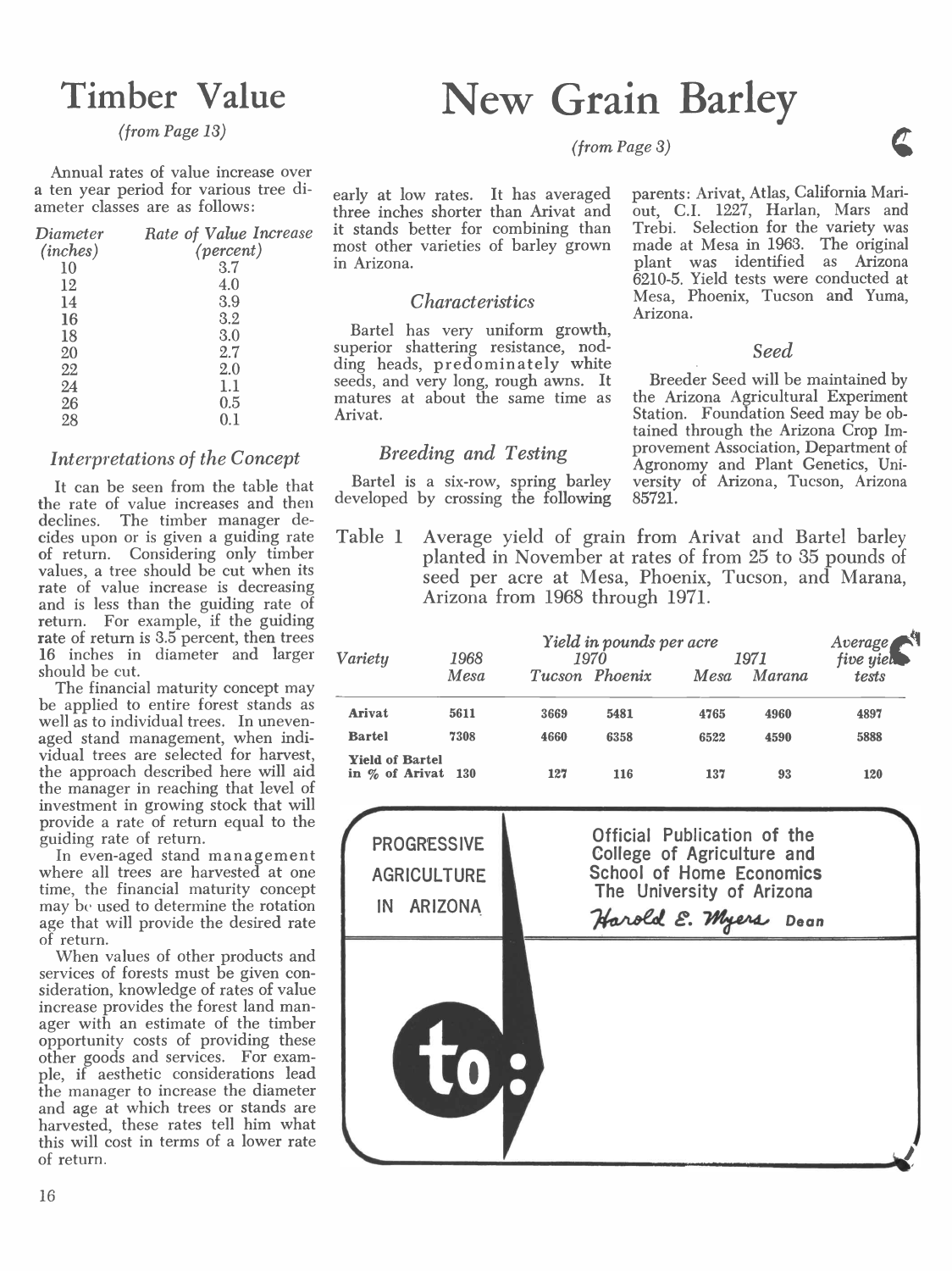# Timber Value

*(from Page 13)*

Annual rates of value increase over a ten year period for various tree diameter classes are as follows:

| *Diameter (inches)* | *Rate of Value Increase (percent)* |
|---|---|
| 10 | 3.7 |
| 12 | 4.0 |
| 14 | 3.9 |
| 16 | 3.2 |
| 18 | 3.0 |
| 20 | 2.7 |
| 22 | 2.0 |
| 24 | 1.1 |
| 26 | 0.5 |
| 28 | 0.1 |

### *Interpretations of the Concept*

It can be seen from the table that the rate of value increases and then declines. The timber manager decides upon or is given a guiding rate of return. Considering only timber values, a tree should be cut when its rate of value increase is decreasing and is less than the guiding rate of return. For example, if the guiding rate of return is 3.5 percent, then trees 16 inches in diameter and larger should be cut.

The financial maturity concept may be applied to entire forest stands as well as to individual trees. In uneven-aged stand management, when individual trees are selected for harvest, the approach described here will aid the manager in reaching that level of investment in growing stock that will provide a rate of return equal to the guiding rate of return.

In even-aged stand management where all trees are harvested at one time, the financial maturity concept may be used to determine the rotation age that will provide the desired rate of return.

When values of other products and services of forests must be given consideration, knowledge of rates of value increase provides the forest land manager with an estimate of the timber opportunity costs of providing these other goods and services. For example, if aesthetic considerations lead the manager to increase the diameter and age at which trees or stands are harvested, these rates tell him what this will cost in terms of a lower rate of return.

# New Grain Barley

*(from Page 3)*

early at low rates. It has averaged three inches shorter than Arivat and it stands better for combining than most other varieties of barley grown in Arizona.

### *Characteristics*

Bartel has very uniform growth, superior shattering resistance, nodding heads, predominately white seeds, and very long, rough awns. It matures at about the same time as Arivat.

### *Breeding and Testing*

Bartel is a six-row, spring barley developed by crossing the following parents: Arivat, Atlas, California Mariout, C.I. 1227, Harlan, Mars and Trebi. Selection for the variety was made at Mesa in 1963. The original plant was identified as Arizona 6210-5. Yield tests were conducted at Mesa, Phoenix, Tucson and Yuma, Arizona.

### *Seed*

Breeder Seed will be maintained by the Arizona Agricultural Experiment Station. Foundation Seed may be obtained through the Arizona Crop Improvement Association, Department of Agronomy and Plant Genetics, University of Arizona, Tucson, Arizona 85721.

Table 1 Average yield of grain from Arivat and Bartel barley planted in November at rates of from 25 to 35 pounds of seed per acre at Mesa, Phoenix, Tucson, and Marana, Arizona from 1968 through 1971.

| *Variety* | *Yield in pounds per acre* 1968 | | | | | *Average five yield tests* |
|---|---|---|---|---|---|---|
| | *1968* | *1970* | | *1971* | | |
| | *Mesa* | *Tucson* | *Phoenix* | *Mesa* | *Marana* | |
| **Arivat** | 5611 | 3669 | 5481 | 4765 | 4960 | 4897 |
| **Bartel** | 7308 | 4660 | 6358 | 6522 | 4590 | 5888 |
| **Yield of Bartel in % of Arivat** | 130 | 127 | 116 | 137 | 93 | 120 |

PROGRESSIVE AGRICULTURE IN ARIZONA

Official Publication of the College of Agriculture and School of Home Economics The University of Arizona

Harold E. Myers Dean

to: